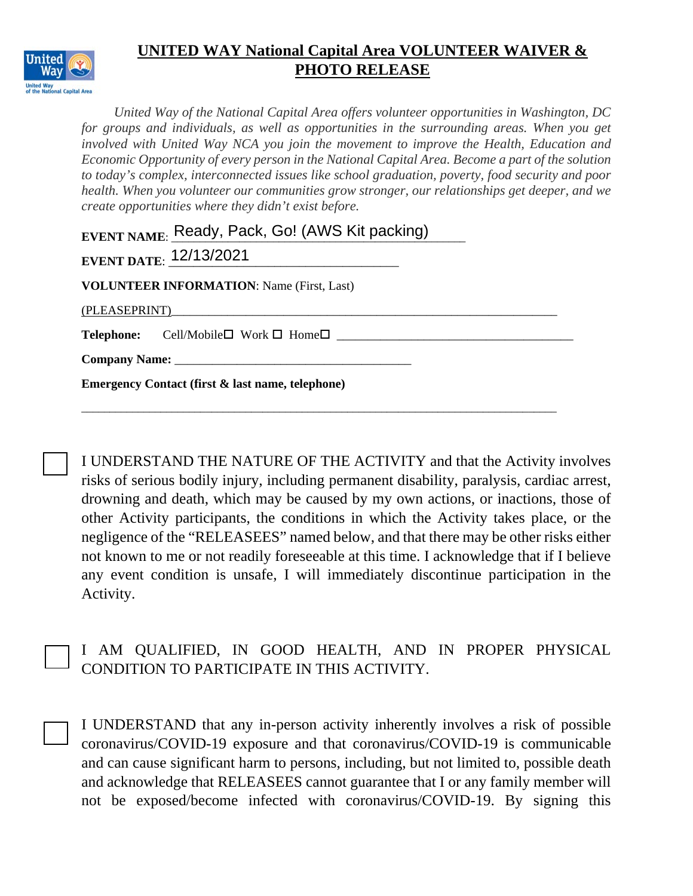# UNITED WAY National Capital Area VOLUNTEER WAIVER & PHOTO RELEASE

*United Way of the National Capital Area offers volunteer opportunities in Washington, DC for groups and individuals, as well as opportunities in the surrounding areas. When you get involved with United Way NCA you join the movement to improve the Health, Education and Economic Opportunity of every person in the National Capital Area. Become a part of the solution to today's complex, interconnected issues like school graduation, poverty, food security and poor health. When you volunteer our communities grow stronger, our relationships get deeper, and we create opportunities where they didn't exist before.*

**EVENT NAME**: Ready, Pack, Go! (AWS Kit packing)

**EVENT DATE**: 12/13/2021

**VOLUNTEER INFORMATION**: Name (First, Last)

(PLEASEPRINT)\_\_\_\_\_\_\_\_\_\_\_\_\_\_\_\_\_\_\_\_\_\_\_\_\_\_\_\_\_\_\_\_\_\_\_\_\_\_\_\_\_\_\_\_\_\_\_\_\_\_\_\_\_\_\_\_\_\_

**Telephone:** Cell/Mobile☐ Work ☐ Home☐ \_\_\_\_\_\_\_\_\_\_\_\_\_\_\_\_\_\_\_\_\_\_\_\_\_\_\_\_\_\_\_\_\_\_\_\_

**Company Name:** \_\_\_\_\_\_\_\_\_\_\_\_\_\_\_\_\_\_\_\_\_\_\_\_\_\_\_\_\_\_\_\_\_\_\_\_

**Emergency Contact (first & last name, telephone)**

\_\_\_\_\_\_\_\_\_\_\_\_\_\_\_\_\_\_\_\_\_\_\_\_\_\_\_\_\_\_\_\_\_\_\_\_\_\_\_\_\_\_\_\_\_\_\_\_\_\_\_\_\_\_\_\_\_\_\_\_\_\_\_\_\_\_\_\_\_\_\_\_

☐ I UNDERSTAND THE NATURE OF THE ACTIVITY and that the Activity involves risks of serious bodily injury, including permanent disability, paralysis, cardiac arrest, drowning and death, which may be caused by my own actions, or inactions, those of other Activity participants, the conditions in which the Activity takes place, or the negligence of the "RELEASEES" named below, and that there may be other risks either not known to me or not readily foreseeable at this time. I acknowledge that if I believe any event condition is unsafe, I will immediately discontinue participation in the Activity.

☐ I AM QUALIFIED, IN GOOD HEALTH, AND IN PROPER PHYSICAL CONDITION TO PARTICIPATE IN THIS ACTIVITY.

☐ I UNDERSTAND that any in-person activity inherently involves a risk of possible coronavirus/COVID-19 exposure and that coronavirus/COVID-19 is communicable and can cause significant harm to persons, including, but not limited to, possible death and acknowledge that RELEASEES cannot guarantee that I or any family member will not be exposed/become infected with coronavirus/COVID-19. By signing this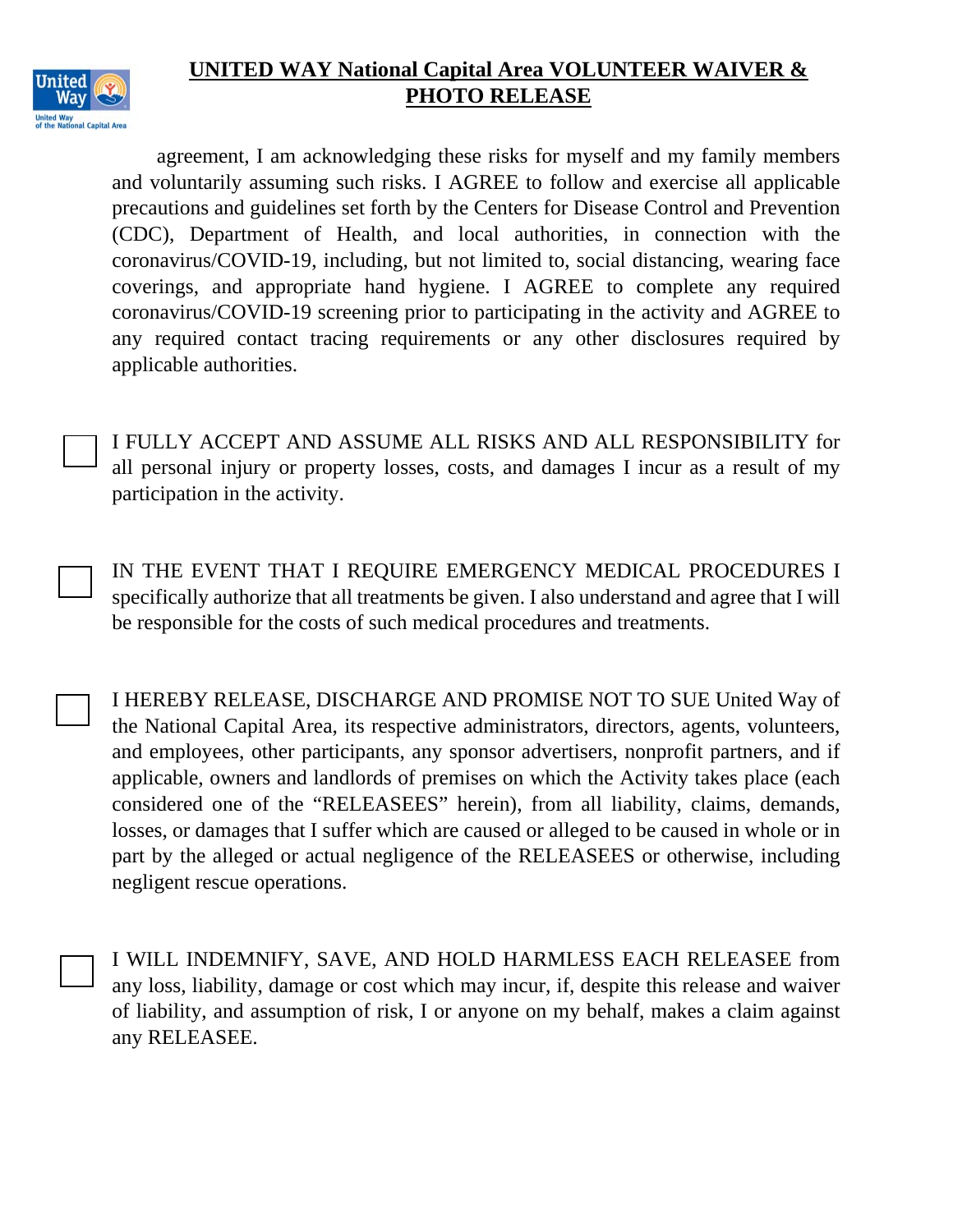## UNITED WAY National Capital Area VOLUNTEER WAIVER & PHOTO RELEASE

agreement, I am acknowledging these risks for myself and my family members and voluntarily assuming such risks. I AGREE to follow and exercise all applicable precautions and guidelines set forth by the Centers for Disease Control and Prevention (CDC), Department of Health, and local authorities, in connection with the coronavirus/COVID-19, including, but not limited to, social distancing, wearing face coverings, and appropriate hand hygiene. I AGREE to complete any required coronavirus/COVID-19 screening prior to participating in the activity and AGREE to any required contact tracing requirements or any other disclosures required by applicable authorities.

☐ I FULLY ACCEPT AND ASSUME ALL RISKS AND ALL RESPONSIBILITY for all personal injury or property losses, costs, and damages I incur as a result of my participation in the activity.

☐ IN THE EVENT THAT I REQUIRE EMERGENCY MEDICAL PROCEDURES I specifically authorize that all treatments be given. I also understand and agree that I will be responsible for the costs of such medical procedures and treatments.

☐ I HEREBY RELEASE, DISCHARGE AND PROMISE NOT TO SUE United Way of the National Capital Area, its respective administrators, directors, agents, volunteers, and employees, other participants, any sponsor advertisers, nonprofit partners, and if applicable, owners and landlords of premises on which the Activity takes place (each considered one of the "RELEASEES" herein), from all liability, claims, demands, losses, or damages that I suffer which are caused or alleged to be caused in whole or in part by the alleged or actual negligence of the RELEASEES or otherwise, including negligent rescue operations.

☐ I WILL INDEMNIFY, SAVE, AND HOLD HARMLESS EACH RELEASEE from any loss, liability, damage or cost which may incur, if, despite this release and waiver of liability, and assumption of risk, I or anyone on my behalf, makes a claim against any RELEASEE.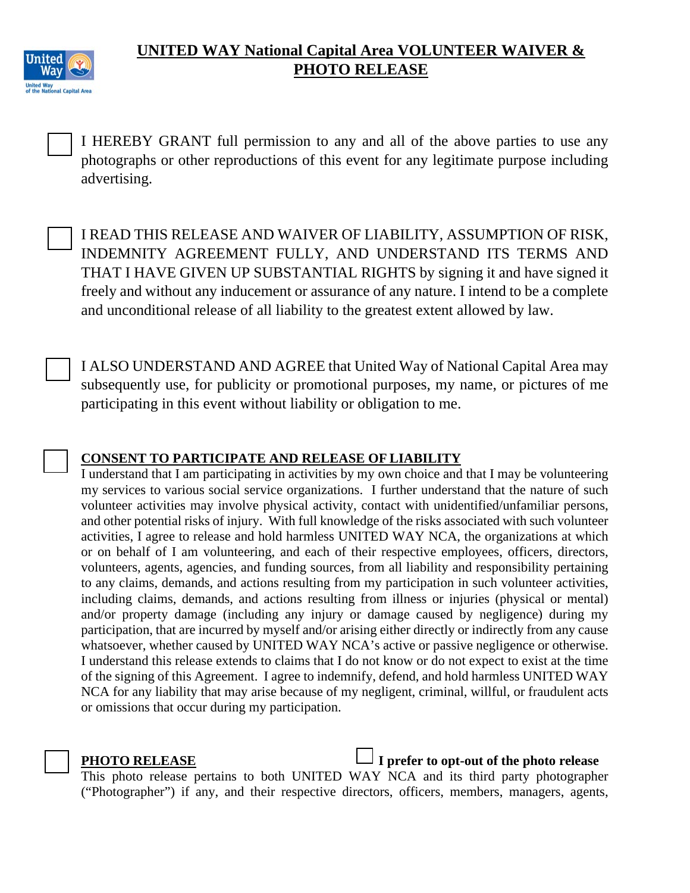# UNITED WAY National Capital Area VOLUNTEER WAIVER & PHOTO RELEASE

☐ I HEREBY GRANT full permission to any and all of the above parties to use any photographs or other reproductions of this event for any legitimate purpose including advertising.

☐ I READ THIS RELEASE AND WAIVER OF LIABILITY, ASSUMPTION OF RISK, INDEMNITY AGREEMENT FULLY, AND UNDERSTAND ITS TERMS AND THAT I HAVE GIVEN UP SUBSTANTIAL RIGHTS by signing it and have signed it freely and without any inducement or assurance of any nature. I intend to be a complete and unconditional release of all liability to the greatest extent allowed by law.

☐ I ALSO UNDERSTAND AND AGREE that United Way of National Capital Area may subsequently use, for publicity or promotional purposes, my name, or pictures of me participating in this event without liability or obligation to me.

☐ **CONSENT TO PARTICIPATE AND RELEASE OF LIABILITY**

I understand that I am participating in activities by my own choice and that I may be volunteering my services to various social service organizations. I further understand that the nature of such volunteer activities may involve physical activity, contact with unidentified/unfamiliar persons, and other potential risks of injury. With full knowledge of the risks associated with such volunteer activities, I agree to release and hold harmless UNITED WAY NCA, the organizations at which or on behalf of I am volunteering, and each of their respective employees, officers, directors, volunteers, agents, agencies, and funding sources, from all liability and responsibility pertaining to any claims, demands, and actions resulting from my participation in such volunteer activities, including claims, demands, and actions resulting from illness or injuries (physical or mental) and/or property damage (including any injury or damage caused by negligence) during my participation, that are incurred by myself and/or arising either directly or indirectly from any cause whatsoever, whether caused by UNITED WAY NCA's active or passive negligence or otherwise. I understand this release extends to claims that I do not know or do not expect to exist at the time of the signing of this Agreement. I agree to indemnify, defend, and hold harmless UNITED WAY NCA for any liability that may arise because of my negligent, criminal, willful, or fraudulent acts or omissions that occur during my participation.

☐ **PHOTO RELEASE** ☐ **I prefer to opt-out of the photo release**

This photo release pertains to both UNITED WAY NCA and its third party photographer ("Photographer") if any, and their respective directors, officers, members, managers, agents,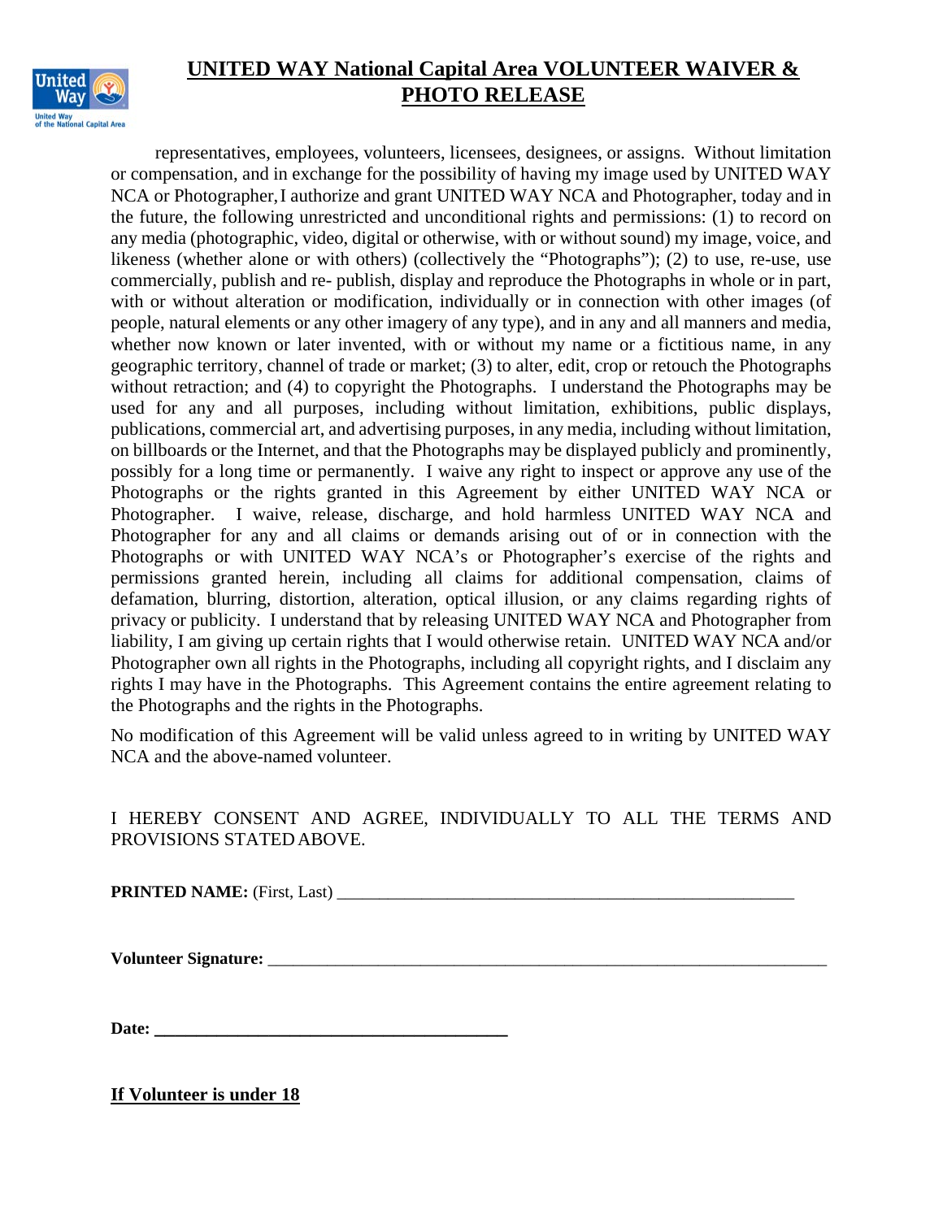# UNITED WAY National Capital Area VOLUNTEER WAIVER & PHOTO RELEASE

representatives, employees, volunteers, licensees, designees, or assigns. Without limitation or compensation, and in exchange for the possibility of having my image used by UNITED WAY NCA or Photographer, I authorize and grant UNITED WAY NCA and Photographer, today and in the future, the following unrestricted and unconditional rights and permissions: (1) to record on any media (photographic, video, digital or otherwise, with or without sound) my image, voice, and likeness (whether alone or with others) (collectively the "Photographs"); (2) to use, re-use, use commercially, publish and re- publish, display and reproduce the Photographs in whole or in part, with or without alteration or modification, individually or in connection with other images (of people, natural elements or any other imagery of any type), and in any and all manners and media, whether now known or later invented, with or without my name or a fictitious name, in any geographic territory, channel of trade or market; (3) to alter, edit, crop or retouch the Photographs without retraction; and (4) to copyright the Photographs. I understand the Photographs may be used for any and all purposes, including without limitation, exhibitions, public displays, publications, commercial art, and advertising purposes, in any media, including without limitation, on billboards or the Internet, and that the Photographs may be displayed publicly and prominently, possibly for a long time or permanently. I waive any right to inspect or approve any use of the Photographs or the rights granted in this Agreement by either UNITED WAY NCA or Photographer. I waive, release, discharge, and hold harmless UNITED WAY NCA and Photographer for any and all claims or demands arising out of or in connection with the Photographs or with UNITED WAY NCA's or Photographer's exercise of the rights and permissions granted herein, including all claims for additional compensation, claims of defamation, blurring, distortion, alteration, optical illusion, or any claims regarding rights of privacy or publicity. I understand that by releasing UNITED WAY NCA and Photographer from liability, I am giving up certain rights that I would otherwise retain. UNITED WAY NCA and/or Photographer own all rights in the Photographs, including all copyright rights, and I disclaim any rights I may have in the Photographs. This Agreement contains the entire agreement relating to the Photographs and the rights in the Photographs.

No modification of this Agreement will be valid unless agreed to in writing by UNITED WAY NCA and the above-named volunteer.

I HEREBY CONSENT AND AGREE, INDIVIDUALLY TO ALL THE TERMS AND PROVISIONS STATED ABOVE.

**PRINTED NAME:** (First, Last) ________________________________________________________

**Volunteer Signature:** ____________________________________________________________________

**Date: ___________________________________________**

**If Volunteer is under 18**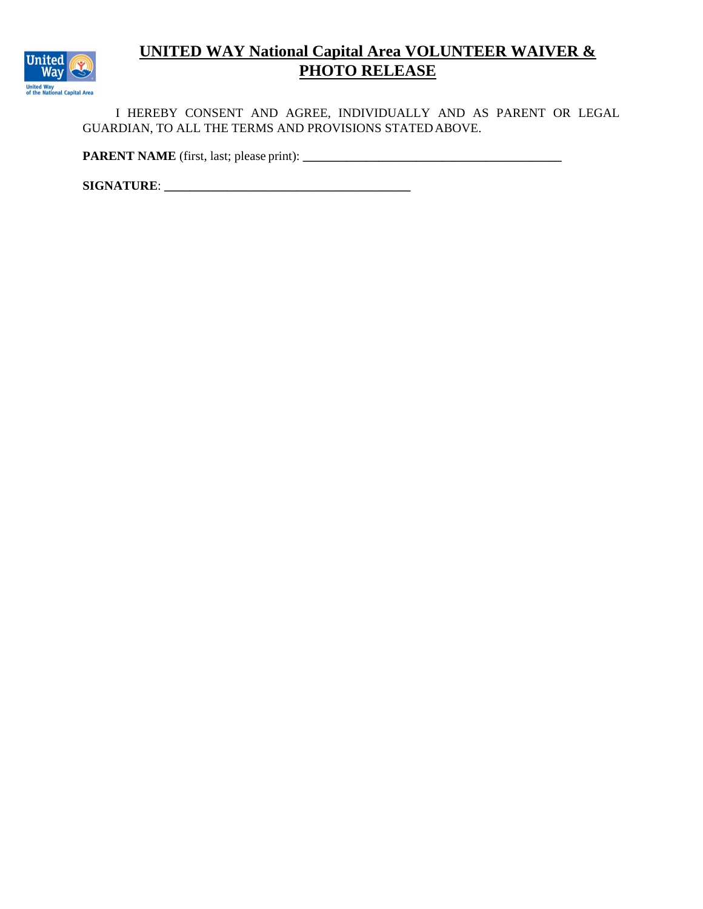# UNITED WAY National Capital Area VOLUNTEER WAIVER & PHOTO RELEASE

I HEREBY CONSENT AND AGREE, INDIVIDUALLY AND AS PARENT OR LEGAL GUARDIAN, TO ALL THE TERMS AND PROVISIONS STATED ABOVE.

**PARENT NAME** (first, last; please print): ________________________________________

**SIGNATURE**: ______________________________________